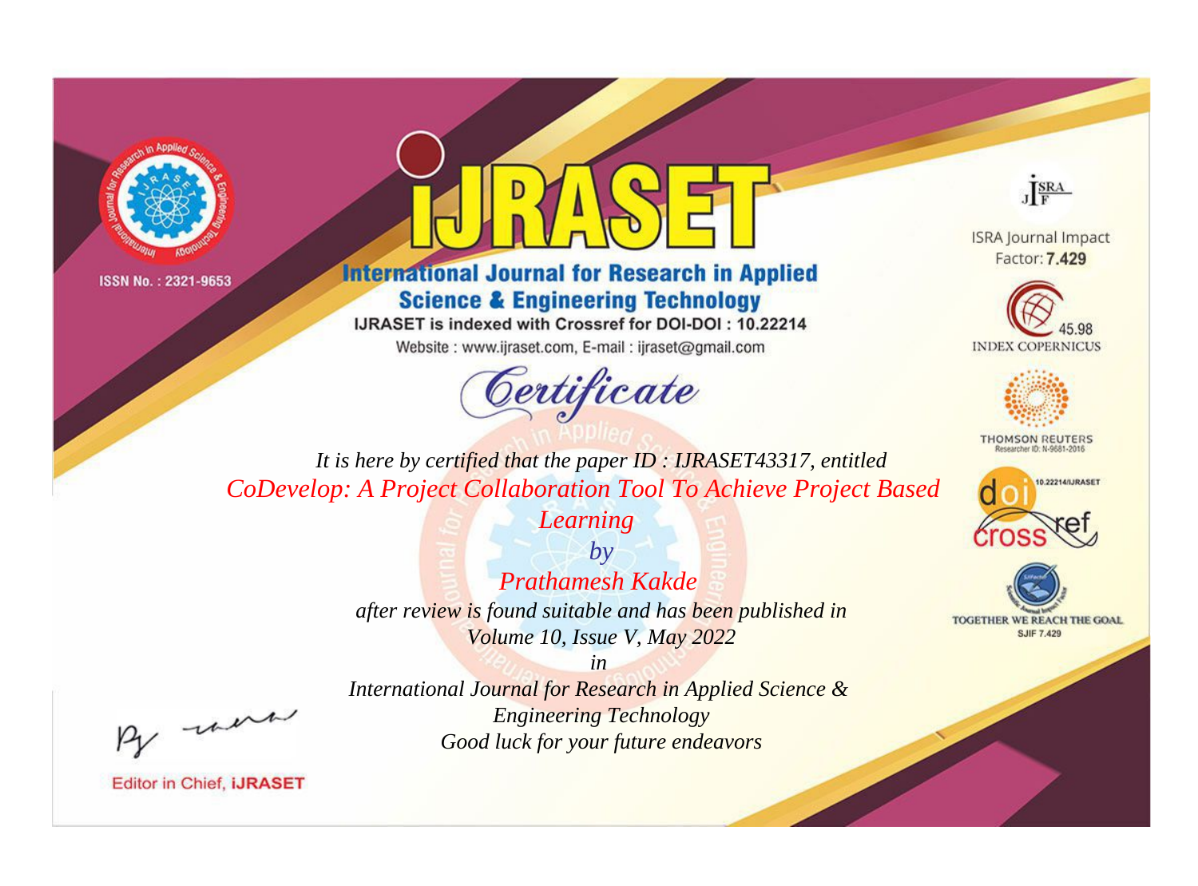ISSN No. : 2321-9653

# IJRASET

## International Journal for Research in Applied Science & Engineering Technology

IJRASET is indexed with Crossref for DOI-DOI : 10.22214

Website : www.ijraset.com, E-mail : ijraset@gmail.com

ISRA Journal Impact Factor: **7.429**

45.98 INDEX COPERNICUS

THOMSON REUTERS Researcher ID: N-9681-2016

10.22214/IJRASET

TOGETHER WE REACH THE GOAL SJIF 7.429

# *Certificate*

*It is here by certified that the paper ID : IJRASET43317, entitled*

*CoDevelop: A Project Collaboration Tool To Achieve Project Based Learning*

*by*

*Prathamesh Kakde*

*after review is found suitable and has been published in*

*Volume 10, Issue V, May 2022*

*in*

*International Journal for Research in Applied Science & Engineering Technology*

*Good luck for your future endeavors*

Editor in Chief, **iJRASET**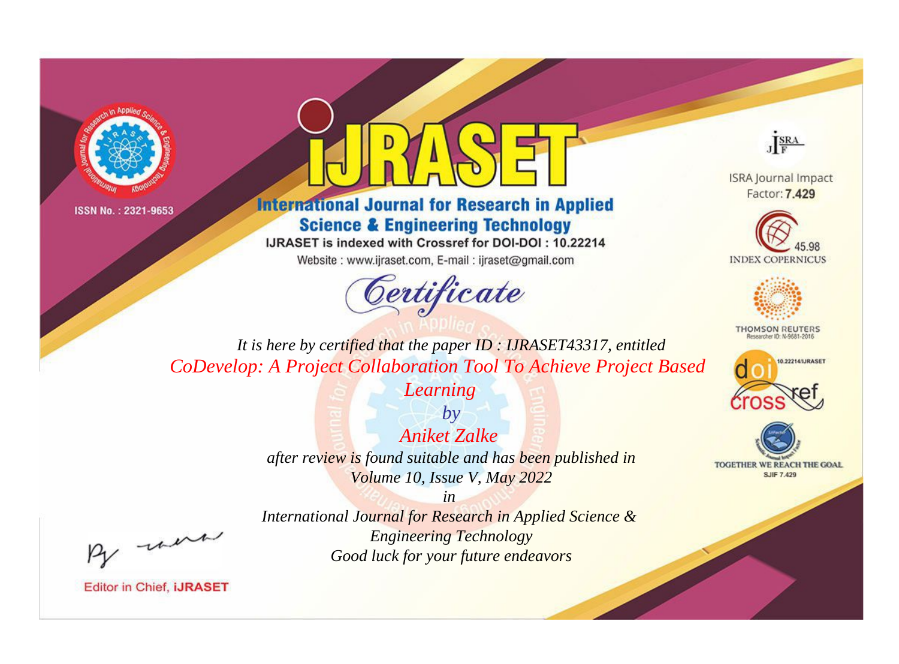ISSN No. : 2321-9653

# iJRASET

## International Journal for Research in Applied Science & Engineering Technology

IJRASET is indexed with Crossref for DOI-DOI : 10.22214

Website : www.ijraset.com, E-mail : ijraset@gmail.com

ISRA Journal Impact Factor: **7.429**

45.98 INDEX COPERNICUS

THOMSON REUTERS Researcher ID: N-9681-2016

10.22214/IJRASET

TOGETHER WE REACH THE GOAL SJIF 7.429

# *Certificate*

*It is here by certified that the paper ID : IJRASET43317, entitled*

*CoDevelop: A Project Collaboration Tool To Achieve Project Based Learning*

*by*

*Aniket Zalke*

*after review is found suitable and has been published in*

*Volume 10, Issue V, May 2022*

*in*

*International Journal for Research in Applied Science & Engineering Technology*

*Good luck for your future endeavors*

Editor in Chief, **iJRASET**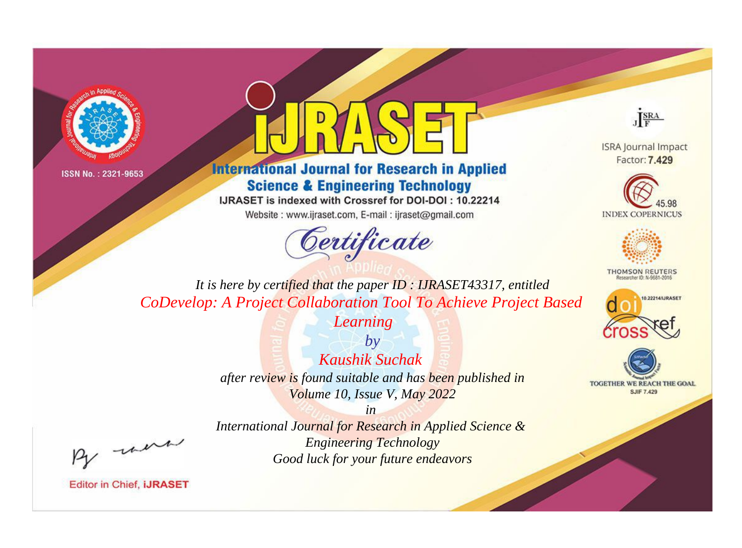ISSN No. : 2321-9653

# iJRASET

## International Journal for Research in Applied Science & Engineering Technology

IJRASET is indexed with Crossref for DOI-DOI : 10.22214

Website : www.ijraset.com, E-mail : ijraset@gmail.com

# Certificate

*It is here by certified that the paper ID : IJRASET43317, entitled*

*CoDevelop: A Project Collaboration Tool To Achieve Project Based Learning*

*by*

*Kaushik Suchak*

*after review is found suitable and has been published in*

*Volume 10, Issue V, May 2022*

*in*

*International Journal for Research in Applied Science & Engineering Technology*

*Good luck for your future endeavors*

ISRA Journal Impact Factor: **7.429**

45.98 INDEX COPERNICUS

THOMSON REUTERS Researcher ID: N-9681-2016

10.22214/IJRASET

TOGETHER WE REACH THE GOAL SJIF 7.429

Editor in Chief, **iJRASET**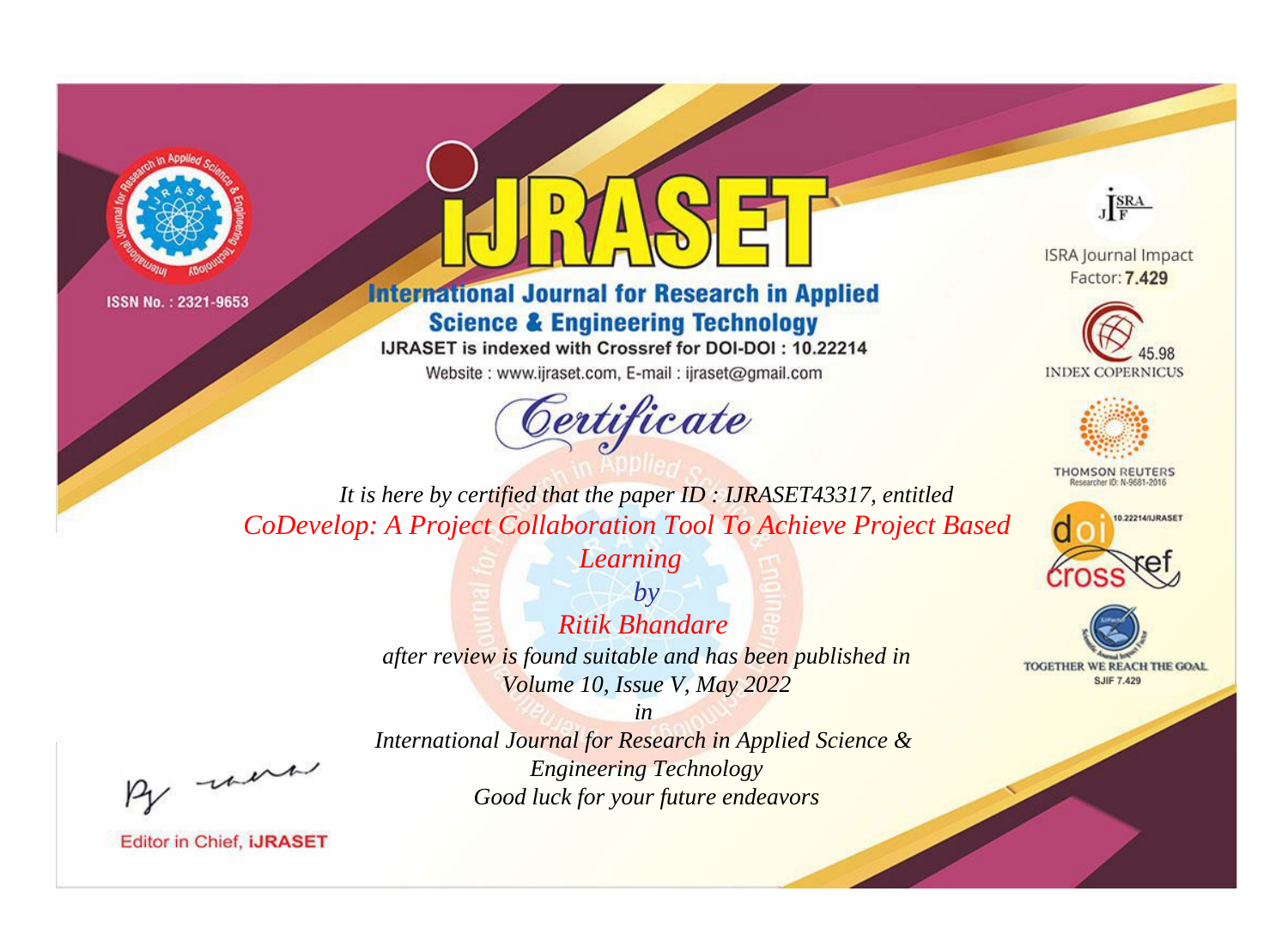ISSN No. : 2321-9653

# iJRASET

## International Journal for Research in Applied Science & Engineering Technology

IJRASET is indexed with Crossref for DOI-DOI : 10.22214

Website : www.ijraset.com, E-mail : ijraset@gmail.com

ISRA Journal Impact Factor: **7.429**

45.98 INDEX COPERNICUS

THOMSON REUTERS Researcher ID: N-9681-2016

10.22214/IJRASET

TOGETHER WE REACH THE GOAL SJIF 7.429

# *Certificate*

*It is here by certified that the paper ID : IJRASET43317, entitled*

*CoDevelop: A Project Collaboration Tool To Achieve Project Based Learning*

*by*

*Ritik Bhandare*

*after review is found suitable and has been published in*

*Volume 10, Issue V, May 2022*

*in*

*International Journal for Research in Applied Science & Engineering Technology*

*Good luck for your future endeavors*

Editor in Chief, **iJRASET**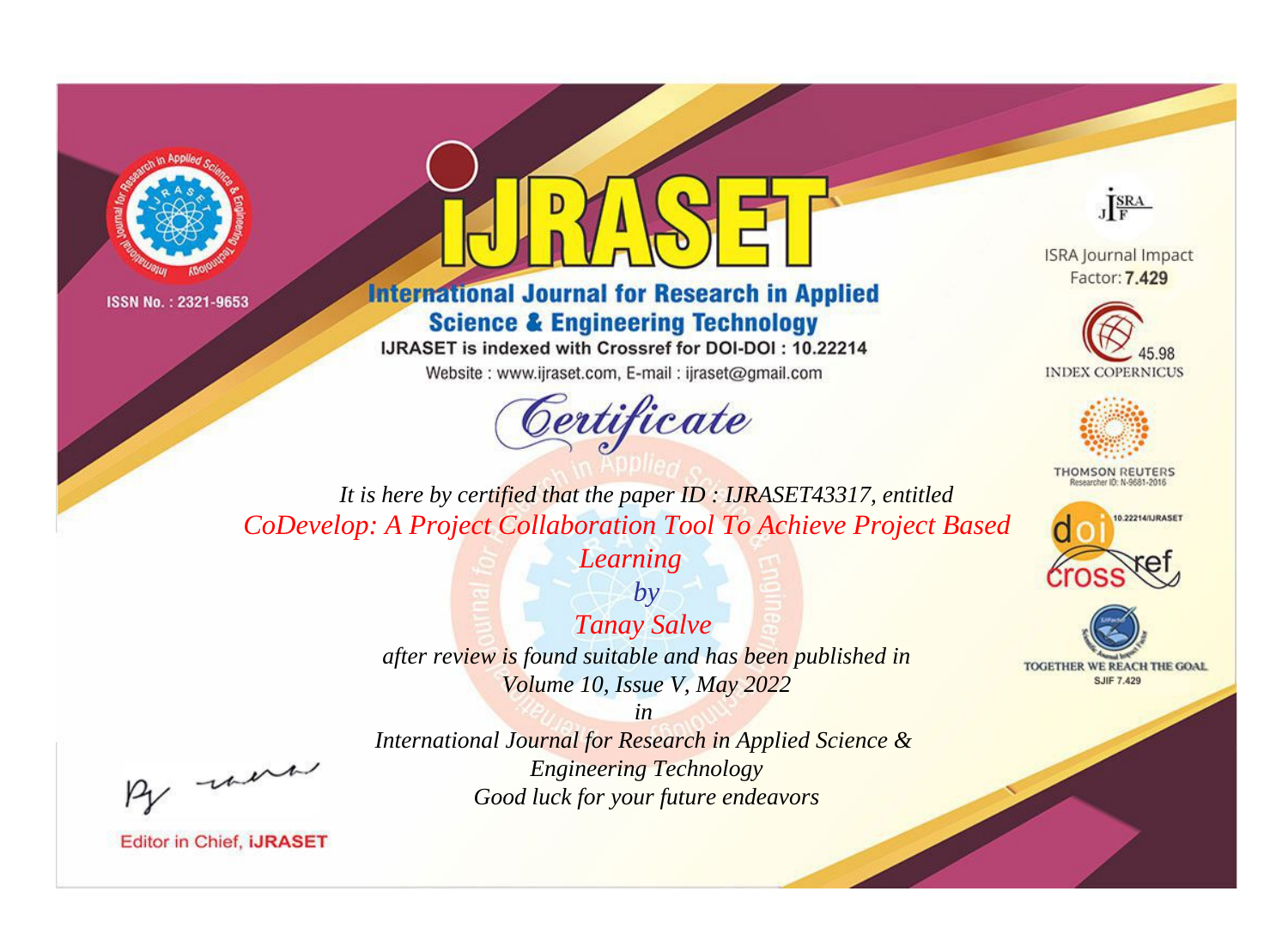ISSN No. : 2321-9653

# iJRASET

## International Journal for Research in Applied Science & Engineering Technology

IJRASET is indexed with Crossref for DOI-DOI : 10.22214

Website : www.ijraset.com, E-mail : ijraset@gmail.com

# Certificate

*It is here by certified that the paper ID : IJRASET43317, entitled*

*CoDevelop: A Project Collaboration Tool To Achieve Project Based Learning*

*by*

*Tanay Salve*

*after review is found suitable and has been published in*

*Volume 10, Issue V, May 2022*

*in*

*International Journal for Research in Applied Science & Engineering Technology*

*Good luck for your future endeavors*

Editor in Chief, iJRASET

ISRA Journal Impact Factor: **7.429**

45.98 INDEX COPERNICUS

THOMSON REUTERS
Researcher ID: N-9681-2016

10.22214/IJRASET

crossref

TOGETHER WE REACH THE GOAL
SJIF 7.429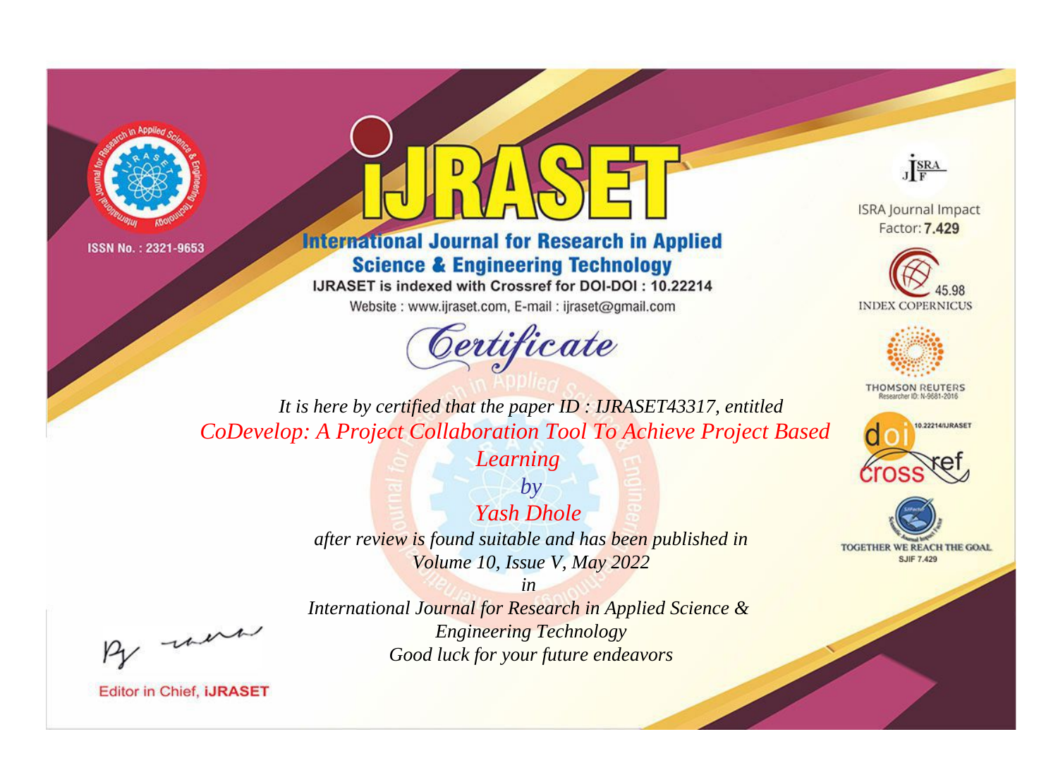ISSN No. : 2321-9653

# International Journal for Research in Applied Science & Engineering Technology

IJRASET is indexed with Crossref for DOI-DOI : 10.22214

Website : www.ijraset.com, E-mail : ijraset@gmail.com

## *Certificate*

*It is here by certified that the paper ID : IJRASET43317, entitled*

*CoDevelop: A Project Collaboration Tool To Achieve Project Based Learning*

*by*

*Yash Dhole*

*after review is found suitable and has been published in*

*Volume 10, Issue V, May 2022*

*in*

*International Journal for Research in Applied Science & Engineering Technology*

*Good luck for your future endeavors*

ISRA Journal Impact Factor: **7.429**

45.98 INDEX COPERNICUS

THOMSON REUTERS Researcher ID: N-9681-2016

10.22214/IJRASET

TOGETHER WE REACH THE GOAL SJIF 7.429

Editor in Chief, **iJRASET**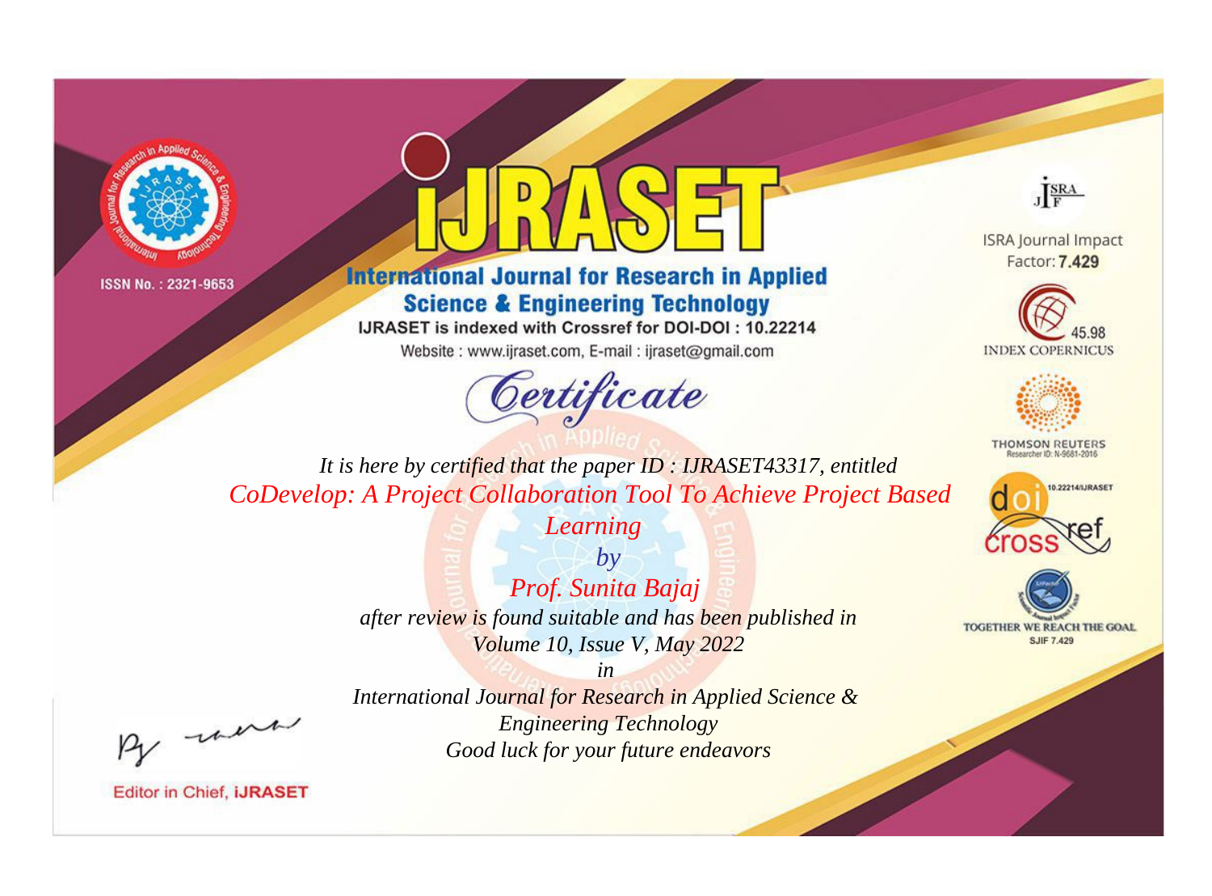ISSN No. : 2321-9653

# iJRASET

## International Journal for Research in Applied Science & Engineering Technology

IJRASET is indexed with Crossref for DOI-DOI : 10.22214

Website : www.ijraset.com, E-mail : ijraset@gmail.com

ISRA Journal Impact Factor: **7.429**

45.98 INDEX COPERNICUS

THOMSON REUTERS Researcher ID: N-9681-2016

10.22214/IJRASET

TOGETHER WE REACH THE GOAL SJIF 7.429

*Certificate*

*It is here by certified that the paper ID : IJRASET43317, entitled*

*CoDevelop: A Project Collaboration Tool To Achieve Project Based Learning*

*by*

*Prof. Sunita Bajaj*

*after review is found suitable and has been published in*

*Volume 10, Issue V, May 2022*

*in*

*International Journal for Research in Applied Science & Engineering Technology*

*Good luck for your future endeavors*

Editor in Chief, **iJRASET**